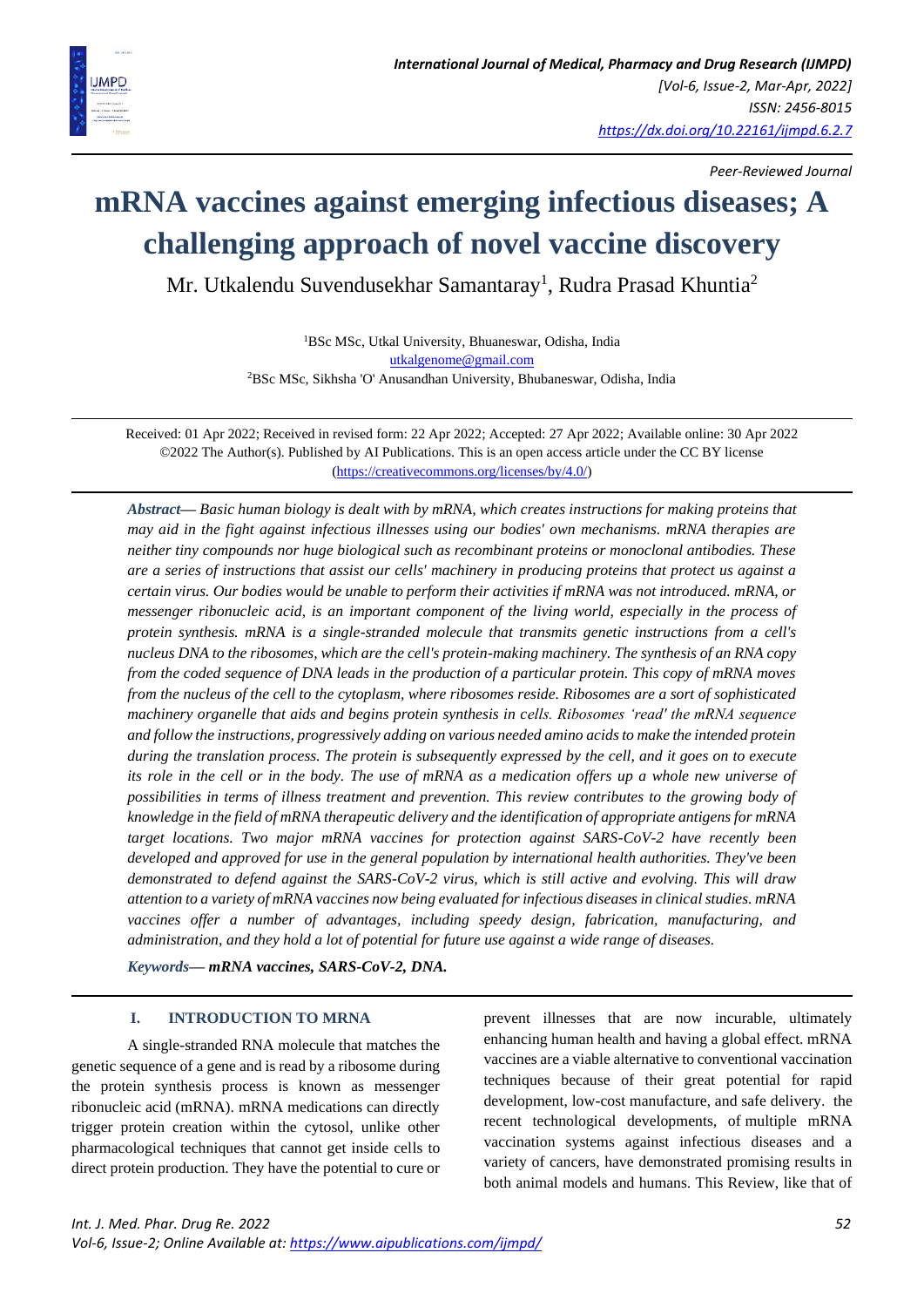Peer-Reviewed Journal

# mRNA vaccines against emerging infectious diseases; A challenging approach of novel vaccine discovery

Mr. Utkalendu Suvendusekhar Samantaray[1], Rudra Prasad Khuntia[2]

[1]BSc MSc, Utkal University, Bhuaneswar, Odisha, India
utkalgenome@gmail.com
[2]BSc MSc, Sikhsha 'O' Anusandhan University, Bhubaneswar, Odisha, India

Received: 01 Apr 2022; Received in revised form: 22 Apr 2022; Accepted: 27 Apr 2022; Available online: 30 Apr 2022
©2022 The Author(s). Published by AI Publications. This is an open access article under the CC BY license (https://creativecommons.org/licenses/by/4.0/)

***Abstract*— *Basic human biology is dealt with by mRNA, which creates instructions for making proteins that may aid in the fight against infectious illnesses using our bodies' own mechanisms. mRNA therapies are neither tiny compounds nor huge biological such as recombinant proteins or monoclonal antibodies. These are a series of instructions that assist our cells' machinery in producing proteins that protect us against a certain virus. Our bodies would be unable to perform their activities if mRNA was not introduced. mRNA, or messenger ribonucleic acid, is an important component of the living world, especially in the process of protein synthesis. mRNA is a single-stranded molecule that transmits genetic instructions from a cell's nucleus DNA to the ribosomes, which are the cell's protein-making machinery. The synthesis of an RNA copy from the coded sequence of DNA leads in the production of a particular protein. This copy of mRNA moves from the nucleus of the cell to the cytoplasm, where ribosomes reside. Ribosomes are a sort of sophisticated machinery organelle that aids and begins protein synthesis in cells. Ribosomes 'read' the mRNA sequence and follow the instructions, progressively adding on various needed amino acids to make the intended protein during the translation process. The protein is subsequently expressed by the cell, and it goes on to execute its role in the cell or in the body. The use of mRNA as a medication offers up a whole new universe of possibilities in terms of illness treatment and prevention. This review contributes to the growing body of knowledge in the field of mRNA therapeutic delivery and the identification of appropriate antigens for mRNA target locations. Two major mRNA vaccines for protection against SARS-CoV-2 have recently been developed and approved for use in the general population by international health authorities. They've been demonstrated to defend against the SARS-CoV-2 virus, which is still active and evolving. This will draw attention to a variety of mRNA vaccines now being evaluated for infectious diseases in clinical studies. mRNA vaccines offer a number of advantages, including speedy design, fabrication, manufacturing, and administration, and they hold a lot of potential for future use against a wide range of diseases.*

***Keywords*— *mRNA vaccines, SARS-CoV-2, DNA.***

## I. INTRODUCTION TO MRNA

A single-stranded RNA molecule that matches the genetic sequence of a gene and is read by a ribosome during the protein synthesis process is known as messenger ribonucleic acid (mRNA). mRNA medications can directly trigger protein creation within the cytosol, unlike other pharmacological techniques that cannot get inside cells to direct protein production. They have the potential to cure or prevent illnesses that are now incurable, ultimately enhancing human health and having a global effect. mRNA vaccines are a viable alternative to conventional vaccination techniques because of their great potential for rapid development, low-cost manufacture, and safe delivery. the recent technological developments, of multiple mRNA vaccination systems against infectious diseases and a variety of cancers, have demonstrated promising results in both animal models and humans. This Review, like that of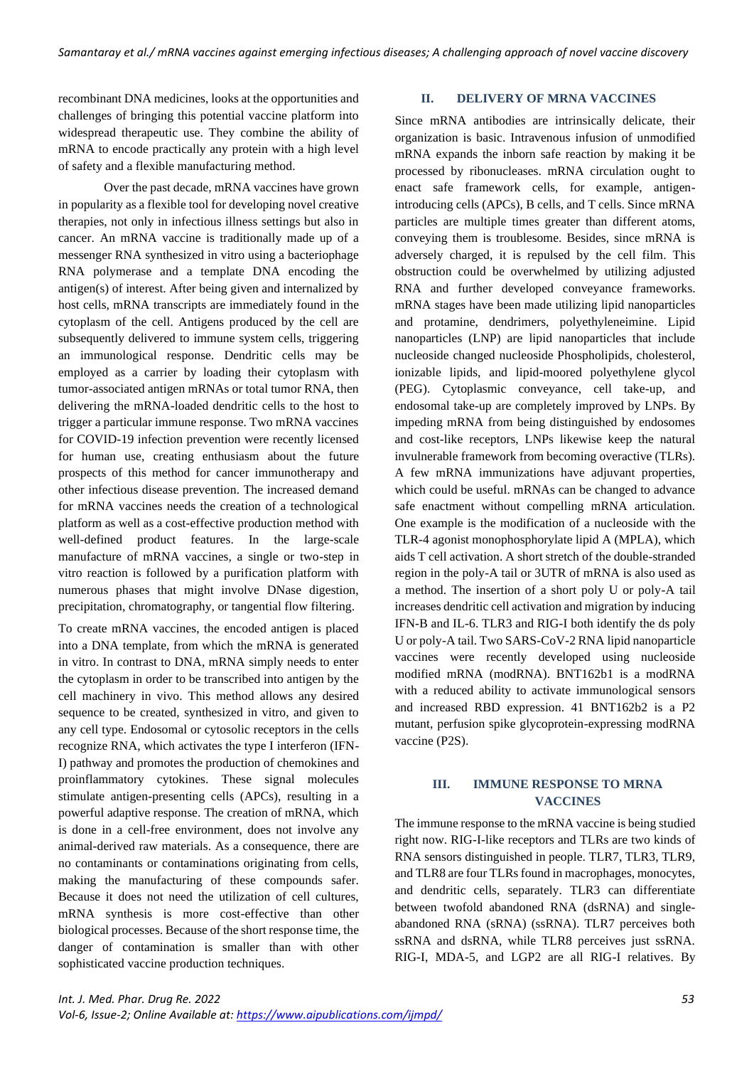recombinant DNA medicines, looks at the opportunities and challenges of bringing this potential vaccine platform into widespread therapeutic use. They combine the ability of mRNA to encode practically any protein with a high level of safety and a flexible manufacturing method.

Over the past decade, mRNA vaccines have grown in popularity as a flexible tool for developing novel creative therapies, not only in infectious illness settings but also in cancer. An mRNA vaccine is traditionally made up of a messenger RNA synthesized in vitro using a bacteriophage RNA polymerase and a template DNA encoding the antigen(s) of interest. After being given and internalized by host cells, mRNA transcripts are immediately found in the cytoplasm of the cell. Antigens produced by the cell are subsequently delivered to immune system cells, triggering an immunological response. Dendritic cells may be employed as a carrier by loading their cytoplasm with tumor-associated antigen mRNAs or total tumor RNA, then delivering the mRNA-loaded dendritic cells to the host to trigger a particular immune response. Two mRNA vaccines for COVID-19 infection prevention were recently licensed for human use, creating enthusiasm about the future prospects of this method for cancer immunotherapy and other infectious disease prevention. The increased demand for mRNA vaccines needs the creation of a technological platform as well as a cost-effective production method with well-defined product features. In the large-scale manufacture of mRNA vaccines, a single or two-step in vitro reaction is followed by a purification platform with numerous phases that might involve DNase digestion, precipitation, chromatography, or tangential flow filtering.

To create mRNA vaccines, the encoded antigen is placed into a DNA template, from which the mRNA is generated in vitro. In contrast to DNA, mRNA simply needs to enter the cytoplasm in order to be transcribed into antigen by the cell machinery in vivo. This method allows any desired sequence to be created, synthesized in vitro, and given to any cell type. Endosomal or cytosolic receptors in the cells recognize RNA, which activates the type I interferon (IFN-I) pathway and promotes the production of chemokines and proinflammatory cytokines. These signal molecules stimulate antigen-presenting cells (APCs), resulting in a powerful adaptive response. The creation of mRNA, which is done in a cell-free environment, does not involve any animal-derived raw materials. As a consequence, there are no contaminants or contaminations originating from cells, making the manufacturing of these compounds safer. Because it does not need the utilization of cell cultures, mRNA synthesis is more cost-effective than other biological processes. Because of the short response time, the danger of contamination is smaller than with other sophisticated vaccine production techniques.

## II. DELIVERY OF MRNA VACCINES

Since mRNA antibodies are intrinsically delicate, their organization is basic. Intravenous infusion of unmodified mRNA expands the inborn safe reaction by making it be processed by ribonucleases. mRNA circulation ought to enact safe framework cells, for example, antigen-introducing cells (APCs), B cells, and T cells. Since mRNA particles are multiple times greater than different atoms, conveying them is troublesome. Besides, since mRNA is adversely charged, it is repulsed by the cell film. This obstruction could be overwhelmed by utilizing adjusted RNA and further developed conveyance frameworks. mRNA stages have been made utilizing lipid nanoparticles and protamine, dendrimers, polyethyleneimine. Lipid nanoparticles (LNP) are lipid nanoparticles that include nucleoside changed nucleoside Phospholipids, cholesterol, ionizable lipids, and lipid-moored polyethylene glycol (PEG). Cytoplasmic conveyance, cell take-up, and endosomal take-up are completely improved by LNPs. By impeding mRNA from being distinguished by endosomes and cost-like receptors, LNPs likewise keep the natural invulnerable framework from becoming overactive (TLRs). A few mRNA immunizations have adjuvant properties, which could be useful. mRNAs can be changed to advance safe enactment without compelling mRNA articulation. One example is the modification of a nucleoside with the TLR-4 agonist monophosphorylate lipid A (MPLA), which aids T cell activation. A short stretch of the double-stranded region in the poly-A tail or 3UTR of mRNA is also used as a method. The insertion of a short poly U or poly-A tail increases dendritic cell activation and migration by inducing IFN-B and IL-6. TLR3 and RIG-I both identify the ds poly U or poly-A tail. Two SARS-CoV-2 RNA lipid nanoparticle vaccines were recently developed using nucleoside modified mRNA (modRNA). BNT162b1 is a modRNA with a reduced ability to activate immunological sensors and increased RBD expression. 41 BNT162b2 is a P2 mutant, perfusion spike glycoprotein-expressing modRNA vaccine (P2S).

## III. IMMUNE RESPONSE TO MRNA VACCINES

The immune response to the mRNA vaccine is being studied right now. RIG-I-like receptors and TLRs are two kinds of RNA sensors distinguished in people. TLR7, TLR3, TLR9, and TLR8 are four TLRs found in macrophages, monocytes, and dendritic cells, separately. TLR3 can differentiate between twofold abandoned RNA (dsRNA) and single-abandoned RNA (sRNA) (ssRNA). TLR7 perceives both ssRNA and dsRNA, while TLR8 perceives just ssRNA. RIG-I, MDA-5, and LGP2 are all RIG-I relatives. By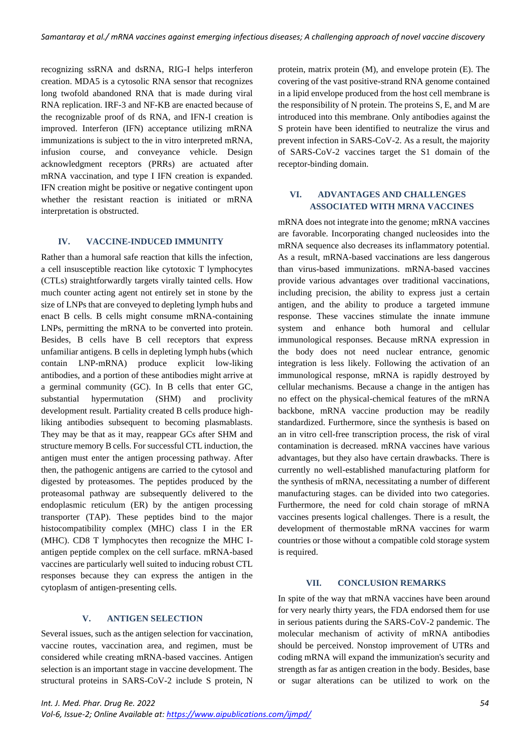recognizing ssRNA and dsRNA, RIG-I helps interferon creation. MDA5 is a cytosolic RNA sensor that recognizes long twofold abandoned RNA that is made during viral RNA replication. IRF-3 and NF-KB are enacted because of the recognizable proof of ds RNA, and IFN-I creation is improved. Interferon (IFN) acceptance utilizing mRNA immunizations is subject to the in vitro interpreted mRNA, infusion course, and conveyance vehicle. Design acknowledgment receptors (PRRs) are actuated after mRNA vaccination, and type I IFN creation is expanded. IFN creation might be positive or negative contingent upon whether the resistant reaction is initiated or mRNA interpretation is obstructed.

## IV. VACCINE-INDUCED IMMUNITY

Rather than a humoral safe reaction that kills the infection, a cell insusceptible reaction like cytotoxic T lymphocytes (CTLs) straightforwardly targets virally tainted cells. How much counter acting agent not entirely set in stone by the size of LNPs that are conveyed to depleting lymph hubs and enact B cells. B cells might consume mRNA-containing LNPs, permitting the mRNA to be converted into protein. Besides, B cells have B cell receptors that express unfamiliar antigens. B cells in depleting lymph hubs (which contain LNP-mRNA) produce explicit low-liking antibodies, and a portion of these antibodies might arrive at a germinal community (GC). In B cells that enter GC, substantial hypermutation (SHM) and proclivity development result. Partiality created B cells produce high-liking antibodies subsequent to becoming plasmablasts. They may be that as it may, reappear GCs after SHM and structure memory B cells. For successful CTL induction, the antigen must enter the antigen processing pathway. After then, the pathogenic antigens are carried to the cytosol and digested by proteasomes. The peptides produced by the proteasomal pathway are subsequently delivered to the endoplasmic reticulum (ER) by the antigen processing transporter (TAP). These peptides bind to the major histocompatibility complex (MHC) class I in the ER (MHC). CD8 T lymphocytes then recognize the MHC I-antigen peptide complex on the cell surface. mRNA-based vaccines are particularly well suited to inducing robust CTL responses because they can express the antigen in the cytoplasm of antigen-presenting cells.

## V. ANTIGEN SELECTION

Several issues, such as the antigen selection for vaccination, vaccine routes, vaccination area, and regimen, must be considered while creating mRNA-based vaccines. Antigen selection is an important stage in vaccine development. The structural proteins in SARS-CoV-2 include S protein, N protein, matrix protein (M), and envelope protein (E). The covering of the vast positive-strand RNA genome contained in a lipid envelope produced from the host cell membrane is the responsibility of N protein. The proteins S, E, and M are introduced into this membrane. Only antibodies against the S protein have been identified to neutralize the virus and prevent infection in SARS-CoV-2. As a result, the majority of SARS-CoV-2 vaccines target the S1 domain of the receptor-binding domain.

## VI. ADVANTAGES AND CHALLENGES ASSOCIATED WITH MRNA VACCINES

mRNA does not integrate into the genome; mRNA vaccines are favorable. Incorporating changed nucleosides into the mRNA sequence also decreases its inflammatory potential. As a result, mRNA-based vaccinations are less dangerous than virus-based immunizations. mRNA-based vaccines provide various advantages over traditional vaccinations, including precision, the ability to express just a certain antigen, and the ability to produce a targeted immune response. These vaccines stimulate the innate immune system and enhance both humoral and cellular immunological responses. Because mRNA expression in the body does not need nuclear entrance, genomic integration is less likely. Following the activation of an immunological response, mRNA is rapidly destroyed by cellular mechanisms. Because a change in the antigen has no effect on the physical-chemical features of the mRNA backbone, mRNA vaccine production may be readily standardized. Furthermore, since the synthesis is based on an in vitro cell-free transcription process, the risk of viral contamination is decreased. mRNA vaccines have various advantages, but they also have certain drawbacks. There is currently no well-established manufacturing platform for the synthesis of mRNA, necessitating a number of different manufacturing stages. can be divided into two categories. Furthermore, the need for cold chain storage of mRNA vaccines presents logical challenges. There is a result, the development of thermostable mRNA vaccines for warm countries or those without a compatible cold storage system is required.

## VII. CONCLUSION REMARKS

In spite of the way that mRNA vaccines have been around for very nearly thirty years, the FDA endorsed them for use in serious patients during the SARS-CoV-2 pandemic. The molecular mechanism of activity of mRNA antibodies should be perceived. Nonstop improvement of UTRs and coding mRNA will expand the immunization's security and strength as far as antigen creation in the body. Besides, base or sugar alterations can be utilized to work on the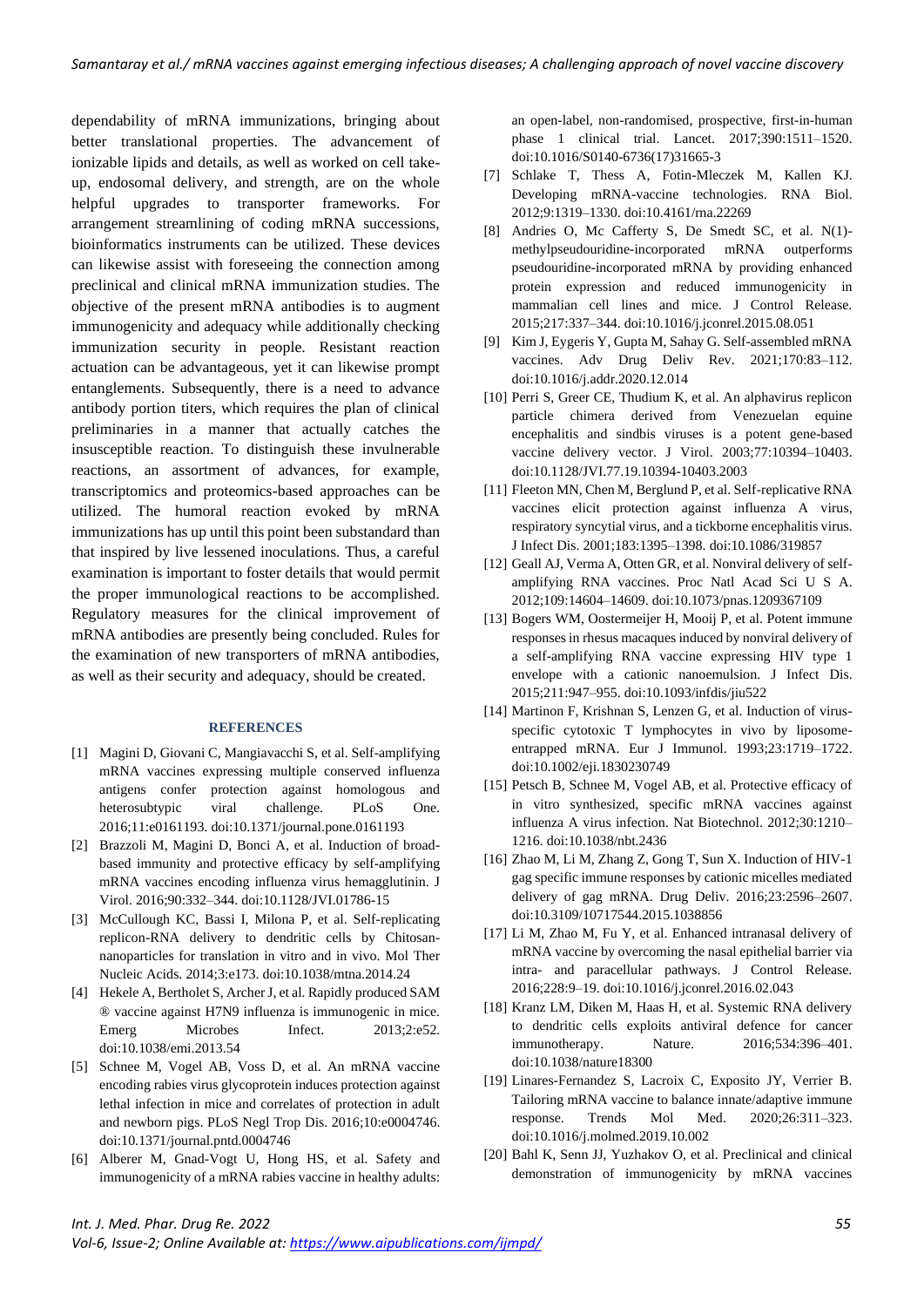dependability of mRNA immunizations, bringing about better translational properties. The advancement of ionizable lipids and details, as well as worked on cell take-up, endosomal delivery, and strength, are on the whole helpful upgrades to transporter frameworks. For arrangement streamlining of coding mRNA successions, bioinformatics instruments can be utilized. These devices can likewise assist with foreseeing the connection among preclinical and clinical mRNA immunization studies. The objective of the present mRNA antibodies is to augment immunogenicity and adequacy while additionally checking immunization security in people. Resistant reaction actuation can be advantageous, yet it can likewise prompt entanglements. Subsequently, there is a need to advance antibody portion titers, which requires the plan of clinical preliminaries in a manner that actually catches the insusceptible reaction. To distinguish these invulnerable reactions, an assortment of advances, for example, transcriptomics and proteomics-based approaches can be utilized. The humoral reaction evoked by mRNA immunizations has up until this point been substandard than that inspired by live lessened inoculations. Thus, a careful examination is important to foster details that would permit the proper immunological reactions to be accomplished. Regulatory measures for the clinical improvement of mRNA antibodies are presently being concluded. Rules for the examination of new transporters of mRNA antibodies, as well as their security and adequacy, should be created.

## REFERENCES

[1] Magini D, Giovani C, Mangiavacchi S, et al. Self-amplifying mRNA vaccines expressing multiple conserved influenza antigens confer protection against homologous and heterosubtypic viral challenge. PLoS One. 2016;11:e0161193. doi:10.1371/journal.pone.0161193

[2] Brazzoli M, Magini D, Bonci A, et al. Induction of broad-based immunity and protective efficacy by self-amplifying mRNA vaccines encoding influenza virus hemagglutinin. J Virol. 2016;90:332–344. doi:10.1128/JVI.01786-15

[3] McCullough KC, Bassi I, Milona P, et al. Self-replicating replicon-RNA delivery to dendritic cells by Chitosan-nanoparticles for translation in vitro and in vivo. Mol Ther Nucleic Acids. 2014;3:e173. doi:10.1038/mtna.2014.24

[4] Hekele A, Bertholet S, Archer J, et al. Rapidly produced SAM ® vaccine against H7N9 influenza is immunogenic in mice. Emerg Microbes Infect. 2013;2:e52. doi:10.1038/emi.2013.54

[5] Schnee M, Vogel AB, Voss D, et al. An mRNA vaccine encoding rabies virus glycoprotein induces protection against lethal infection in mice and correlates of protection in adult and newborn pigs. PLoS Negl Trop Dis. 2016;10:e0004746. doi:10.1371/journal.pntd.0004746

[6] Alberer M, Gnad-Vogt U, Hong HS, et al. Safety and immunogenicity of a mRNA rabies vaccine in healthy adults: an open-label, non-randomised, prospective, first-in-human phase 1 clinical trial. Lancet. 2017;390:1511–1520. doi:10.1016/S0140-6736(17)31665-3

[7] Schlake T, Thess A, Fotin-Mleczek M, Kallen KJ. Developing mRNA-vaccine technologies. RNA Biol. 2012;9:1319–1330. doi:10.4161/rna.22269

[8] Andries O, Mc Cafferty S, De Smedt SC, et al. N(1)-methylpseudouridine-incorporated mRNA outperforms pseudouridine-incorporated mRNA by providing enhanced protein expression and reduced immunogenicity in mammalian cell lines and mice. J Control Release. 2015;217:337–344. doi:10.1016/j.jconrel.2015.08.051

[9] Kim J, Eygeris Y, Gupta M, Sahay G. Self-assembled mRNA vaccines. Adv Drug Deliv Rev. 2021;170:83–112. doi:10.1016/j.addr.2020.12.014

[10] Perri S, Greer CE, Thudium K, et al. An alphavirus replicon particle chimera derived from Venezuelan equine encephalitis and sindbis viruses is a potent gene-based vaccine delivery vector. J Virol. 2003;77:10394–10403. doi:10.1128/JVI.77.19.10394-10403.2003

[11] Fleeton MN, Chen M, Berglund P, et al. Self-replicative RNA vaccines elicit protection against influenza A virus, respiratory syncytial virus, and a tickborne encephalitis virus. J Infect Dis. 2001;183:1395–1398. doi:10.1086/319857

[12] Geall AJ, Verma A, Otten GR, et al. Nonviral delivery of self-amplifying RNA vaccines. Proc Natl Acad Sci U S A. 2012;109:14604–14609. doi:10.1073/pnas.1209367109

[13] Bogers WM, Oostermeijer H, Mooij P, et al. Potent immune responses in rhesus macaques induced by nonviral delivery of a self-amplifying RNA vaccine expressing HIV type 1 envelope with a cationic nanoemulsion. J Infect Dis. 2015;211:947–955. doi:10.1093/infdis/jiu522

[14] Martinon F, Krishnan S, Lenzen G, et al. Induction of virus-specific cytotoxic T lymphocytes in vivo by liposome-entrapped mRNA. Eur J Immunol. 1993;23:1719–1722. doi:10.1002/eji.1830230749

[15] Petsch B, Schnee M, Vogel AB, et al. Protective efficacy of in vitro synthesized, specific mRNA vaccines against influenza A virus infection. Nat Biotechnol. 2012;30:1210–1216. doi:10.1038/nbt.2436

[16] Zhao M, Li M, Zhang Z, Gong T, Sun X. Induction of HIV-1 gag specific immune responses by cationic micelles mediated delivery of gag mRNA. Drug Deliv. 2016;23:2596–2607. doi:10.3109/10717544.2015.1038856

[17] Li M, Zhao M, Fu Y, et al. Enhanced intranasal delivery of mRNA vaccine by overcoming the nasal epithelial barrier via intra- and paracellular pathways. J Control Release. 2016;228:9–19. doi:10.1016/j.jconrel.2016.02.043

[18] Kranz LM, Diken M, Haas H, et al. Systemic RNA delivery to dendritic cells exploits antiviral defence for cancer immunotherapy. Nature. 2016;534:396–401. doi:10.1038/nature18300

[19] Linares-Fernandez S, Lacroix C, Exposito JY, Verrier B. Tailoring mRNA vaccine to balance innate/adaptive immune response. Trends Mol Med. 2020;26:311–323. doi:10.1016/j.molmed.2019.10.002

[20] Bahl K, Senn JJ, Yuzhakov O, et al. Preclinical and clinical demonstration of immunogenicity by mRNA vaccines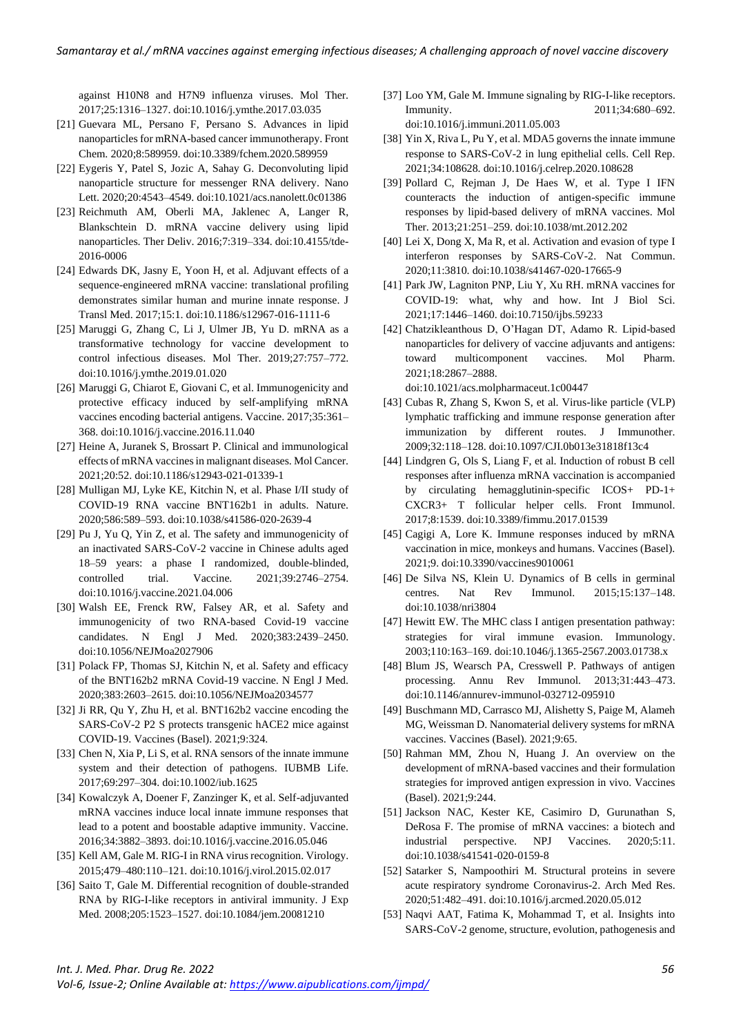against H10N8 and H7N9 influenza viruses. Mol Ther. 2017;25:1316–1327. doi:10.1016/j.ymthe.2017.03.035

[21] Guevara ML, Persano F, Persano S. Advances in lipid nanoparticles for mRNA-based cancer immunotherapy. Front Chem. 2020;8:589959. doi:10.3389/fchem.2020.589959

[22] Eygeris Y, Patel S, Jozic A, Sahay G. Deconvoluting lipid nanoparticle structure for messenger RNA delivery. Nano Lett. 2020;20:4543–4549. doi:10.1021/acs.nanolett.0c01386

[23] Reichmuth AM, Oberli MA, Jaklenec A, Langer R, Blankschtein D. mRNA vaccine delivery using lipid nanoparticles. Ther Deliv. 2016;7:319–334. doi:10.4155/tde-2016-0006

[24] Edwards DK, Jasny E, Yoon H, et al. Adjuvant effects of a sequence-engineered mRNA vaccine: translational profiling demonstrates similar human and murine innate response. J Transl Med. 2017;15:1. doi:10.1186/s12967-016-1111-6

[25] Maruggi G, Zhang C, Li J, Ulmer JB, Yu D. mRNA as a transformative technology for vaccine development to control infectious diseases. Mol Ther. 2019;27:757–772. doi:10.1016/j.ymthe.2019.01.020

[26] Maruggi G, Chiarot E, Giovani C, et al. Immunogenicity and protective efficacy induced by self-amplifying mRNA vaccines encoding bacterial antigens. Vaccine. 2017;35:361–368. doi:10.1016/j.vaccine.2016.11.040

[27] Heine A, Juranek S, Brossart P. Clinical and immunological effects of mRNA vaccines in malignant diseases. Mol Cancer. 2021;20:52. doi:10.1186/s12943-021-01339-1

[28] Mulligan MJ, Lyke KE, Kitchin N, et al. Phase I/II study of COVID-19 RNA vaccine BNT162b1 in adults. Nature. 2020;586:589–593. doi:10.1038/s41586-020-2639-4

[29] Pu J, Yu Q, Yin Z, et al. The safety and immunogenicity of an inactivated SARS-CoV-2 vaccine in Chinese adults aged 18–59 years: a phase I randomized, double-blinded, controlled trial. Vaccine. 2021;39:2746–2754. doi:10.1016/j.vaccine.2021.04.006

[30] Walsh EE, Frenck RW, Falsey AR, et al. Safety and immunogenicity of two RNA-based Covid-19 vaccine candidates. N Engl J Med. 2020;383:2439–2450. doi:10.1056/NEJMoa2027906

[31] Polack FP, Thomas SJ, Kitchin N, et al. Safety and efficacy of the BNT162b2 mRNA Covid-19 vaccine. N Engl J Med. 2020;383:2603–2615. doi:10.1056/NEJMoa2034577

[32] Ji RR, Qu Y, Zhu H, et al. BNT162b2 vaccine encoding the SARS-CoV-2 P2 S protects transgenic hACE2 mice against COVID-19. Vaccines (Basel). 2021;9:324.

[33] Chen N, Xia P, Li S, et al. RNA sensors of the innate immune system and their detection of pathogens. IUBMB Life. 2017;69:297–304. doi:10.1002/iub.1625

[34] Kowalczyk A, Doener F, Zanzinger K, et al. Self-adjuvanted mRNA vaccines induce local innate immune responses that lead to a potent and boostable adaptive immunity. Vaccine. 2016;34:3882–3893. doi:10.1016/j.vaccine.2016.05.046

[35] Kell AM, Gale M. RIG-I in RNA virus recognition. Virology. 2015;479–480:110–121. doi:10.1016/j.virol.2015.02.017

[36] Saito T, Gale M. Differential recognition of double-stranded RNA by RIG-I-like receptors in antiviral immunity. J Exp Med. 2008;205:1523–1527. doi:10.1084/jem.20081210

[37] Loo YM, Gale M. Immune signaling by RIG-I-like receptors. Immunity. 2011;34:680–692. doi:10.1016/j.immuni.2011.05.003

[38] Yin X, Riva L, Pu Y, et al. MDA5 governs the innate immune response to SARS-CoV-2 in lung epithelial cells. Cell Rep. 2021;34:108628. doi:10.1016/j.celrep.2020.108628

[39] Pollard C, Rejman J, De Haes W, et al. Type I IFN counteracts the induction of antigen-specific immune responses by lipid-based delivery of mRNA vaccines. Mol Ther. 2013;21:251–259. doi:10.1038/mt.2012.202

[40] Lei X, Dong X, Ma R, et al. Activation and evasion of type I interferon responses by SARS-CoV-2. Nat Commun. 2020;11:3810. doi:10.1038/s41467-020-17665-9

[41] Park JW, Lagniton PNP, Liu Y, Xu RH. mRNA vaccines for COVID-19: what, why and how. Int J Biol Sci. 2021;17:1446–1460. doi:10.7150/ijbs.59233

[42] Chatzikleanthous D, O'Hagan DT, Adamo R. Lipid-based nanoparticles for delivery of vaccine adjuvants and antigens: toward multicomponent vaccines. Mol Pharm. 2021;18:2867–2888. doi:10.1021/acs.molpharmaceut.1c00447

[43] Cubas R, Zhang S, Kwon S, et al. Virus-like particle (VLP) lymphatic trafficking and immune response generation after immunization by different routes. J Immunother. 2009;32:118–128. doi:10.1097/CJI.0b013e31818f13c4

[44] Lindgren G, Ols S, Liang F, et al. Induction of robust B cell responses after influenza mRNA vaccination is accompanied by circulating hemagglutinin-specific ICOS+ PD-1+ CXCR3+ T follicular helper cells. Front Immunol. 2017;8:1539. doi:10.3389/fimmu.2017.01539

[45] Cagigi A, Lore K. Immune responses induced by mRNA vaccination in mice, monkeys and humans. Vaccines (Basel). 2021;9. doi:10.3390/vaccines9010061

[46] De Silva NS, Klein U. Dynamics of B cells in germinal centres. Nat Rev Immunol. 2015;15:137–148. doi:10.1038/nri3804

[47] Hewitt EW. The MHC class I antigen presentation pathway: strategies for viral immune evasion. Immunology. 2003;110:163–169. doi:10.1046/j.1365-2567.2003.01738.x

[48] Blum JS, Wearsch PA, Cresswell P. Pathways of antigen processing. Annu Rev Immunol. 2013;31:443–473. doi:10.1146/annurev-immunol-032712-095910

[49] Buschmann MD, Carrasco MJ, Alishetty S, Paige M, Alameh MG, Weissman D. Nanomaterial delivery systems for mRNA vaccines. Vaccines (Basel). 2021;9:65.

[50] Rahman MM, Zhou N, Huang J. An overview on the development of mRNA-based vaccines and their formulation strategies for improved antigen expression in vivo. Vaccines (Basel). 2021;9:244.

[51] Jackson NAC, Kester KE, Casimiro D, Gurunathan S, DeRosa F. The promise of mRNA vaccines: a biotech and industrial perspective. NPJ Vaccines. 2020;5:11. doi:10.1038/s41541-020-0159-8

[52] Satarker S, Nampoothiri M. Structural proteins in severe acute respiratory syndrome Coronavirus-2. Arch Med Res. 2020;51:482–491. doi:10.1016/j.arcmed.2020.05.012

[53] Naqvi AAT, Fatima K, Mohammad T, et al. Insights into SARS-CoV-2 genome, structure, evolution, pathogenesis and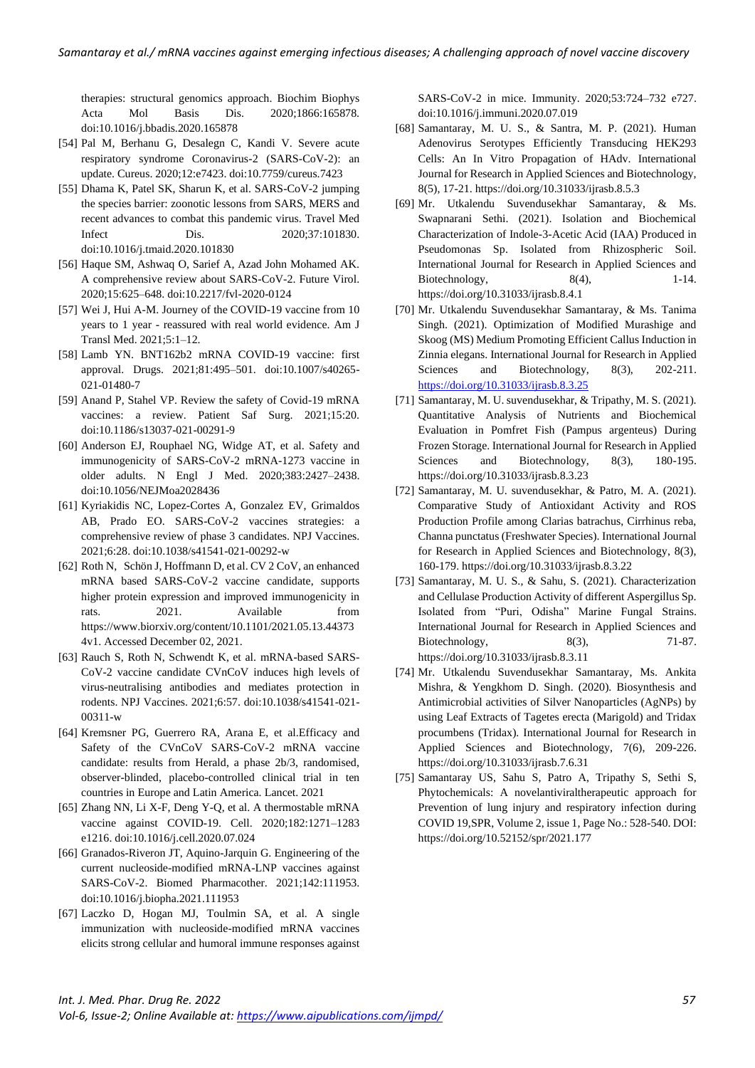therapies: structural genomics approach. Biochim Biophys Acta Mol Basis Dis. 2020;1866:165878. doi:10.1016/j.bbadis.2020.165878

[54] Pal M, Berhanu G, Desalegn C, Kandi V. Severe acute respiratory syndrome Coronavirus-2 (SARS-CoV-2): an update. Cureus. 2020;12:e7423. doi:10.7759/cureus.7423

[55] Dhama K, Patel SK, Sharun K, et al. SARS-CoV-2 jumping the species barrier: zoonotic lessons from SARS, MERS and recent advances to combat this pandemic virus. Travel Med Infect Dis. 2020;37:101830. doi:10.1016/j.tmaid.2020.101830

[56] Haque SM, Ashwaq O, Sarief A, Azad John Mohamed AK. A comprehensive review about SARS-CoV-2. Future Virol. 2020;15:625–648. doi:10.2217/fvl-2020-0124

[57] Wei J, Hui A-M. Journey of the COVID-19 vaccine from 10 years to 1 year - reassured with real world evidence. Am J Transl Med. 2021;5:1–12.

[58] Lamb YN. BNT162b2 mRNA COVID-19 vaccine: first approval. Drugs. 2021;81:495–501. doi:10.1007/s40265-021-01480-7

[59] Anand P, Stahel VP. Review the safety of Covid-19 mRNA vaccines: a review. Patient Saf Surg. 2021;15:20. doi:10.1186/s13037-021-00291-9

[60] Anderson EJ, Rouphael NG, Widge AT, et al. Safety and immunogenicity of SARS-CoV-2 mRNA-1273 vaccine in older adults. N Engl J Med. 2020;383:2427–2438. doi:10.1056/NEJMoa2028436

[61] Kyriakidis NC, Lopez-Cortes A, Gonzalez EV, Grimaldos AB, Prado EO. SARS-CoV-2 vaccines strategies: a comprehensive review of phase 3 candidates. NPJ Vaccines. 2021;6:28. doi:10.1038/s41541-021-00292-w

[62] Roth N, Schön J, Hoffmann D, et al. CV 2 CoV, an enhanced mRNA based SARS-CoV-2 vaccine candidate, supports higher protein expression and improved immunogenicity in rats. 2021. Available from https://www.biorxiv.org/content/10.1101/2021.05.13.443734v1. Accessed December 02, 2021.

[63] Rauch S, Roth N, Schwendt K, et al. mRNA-based SARS-CoV-2 vaccine candidate CVnCoV induces high levels of virus-neutralising antibodies and mediates protection in rodents. NPJ Vaccines. 2021;6:57. doi:10.1038/s41541-021-00311-w

[64] Kremsner PG, Guerrero RA, Arana E, et al.Efficacy and Safety of the CVnCoV SARS-CoV-2 mRNA vaccine candidate: results from Herald, a phase 2b/3, randomised, observer-blinded, placebo-controlled clinical trial in ten countries in Europe and Latin America. Lancet. 2021

[65] Zhang NN, Li X-F, Deng Y-Q, et al. A thermostable mRNA vaccine against COVID-19. Cell. 2020;182:1271–1283 e1216. doi:10.1016/j.cell.2020.07.024

[66] Granados-Riveron JT, Aquino-Jarquin G. Engineering of the current nucleoside-modified mRNA-LNP vaccines against SARS-CoV-2. Biomed Pharmacother. 2021;142:111953. doi:10.1016/j.biopha.2021.111953

[67] Laczko D, Hogan MJ, Toulmin SA, et al. A single immunization with nucleoside-modified mRNA vaccines elicits strong cellular and humoral immune responses against SARS-CoV-2 in mice. Immunity. 2020;53:724–732 e727. doi:10.1016/j.immuni.2020.07.019

[68] Samantaray, M. U. S., & Santra, M. P. (2021). Human Adenovirus Serotypes Efficiently Transducing HEK293 Cells: An In Vitro Propagation of HAdv. International Journal for Research in Applied Sciences and Biotechnology, 8(5), 17-21. https://doi.org/10.31033/ijrasb.8.5.3

[69] Mr. Utkalendu Suvendusekhar Samantaray, & Ms. Swapnarani Sethi. (2021). Isolation and Biochemical Characterization of Indole-3-Acetic Acid (IAA) Produced in Pseudomonas Sp. Isolated from Rhizospheric Soil. International Journal for Research in Applied Sciences and Biotechnology, 8(4), 1-14. https://doi.org/10.31033/ijrasb.8.4.1

[70] Mr. Utkalendu Suvendusekhar Samantaray, & Ms. Tanima Singh. (2021). Optimization of Modified Murashige and Skoog (MS) Medium Promoting Efficient Callus Induction in Zinnia elegans. International Journal for Research in Applied Sciences and Biotechnology, 8(3), 202-211. https://doi.org/10.31033/ijrasb.8.3.25

[71] Samantaray, M. U. suvendusekhar, & Tripathy, M. S. (2021). Quantitative Analysis of Nutrients and Biochemical Evaluation in Pomfret Fish (Pampus argenteus) During Frozen Storage. International Journal for Research in Applied Sciences and Biotechnology, 8(3), 180-195. https://doi.org/10.31033/ijrasb.8.3.23

[72] Samantaray, M. U. suvendusekhar, & Patro, M. A. (2021). Comparative Study of Antioxidant Activity and ROS Production Profile among Clarias batrachus, Cirrhinus reba, Channa punctatus (Freshwater Species). International Journal for Research in Applied Sciences and Biotechnology, 8(3), 160-179. https://doi.org/10.31033/ijrasb.8.3.22

[73] Samantaray, M. U. S., & Sahu, S. (2021). Characterization and Cellulase Production Activity of different Aspergillus Sp. Isolated from "Puri, Odisha" Marine Fungal Strains. International Journal for Research in Applied Sciences and Biotechnology, 8(3), 71-87. https://doi.org/10.31033/ijrasb.8.3.11

[74] Mr. Utkalendu Suvendusekhar Samantaray, Ms. Ankita Mishra, & Yengkhom D. Singh. (2020). Biosynthesis and Antimicrobial activities of Silver Nanoparticles (AgNPs) by using Leaf Extracts of Tagetes erecta (Marigold) and Tridax procumbens (Tridax). International Journal for Research in Applied Sciences and Biotechnology, 7(6), 209-226. https://doi.org/10.31033/ijrasb.7.6.31

[75] Samantaray US, Sahu S, Patro A, Tripathy S, Sethi S, Phytochemicals: A novelantiviraltherapeutic approach for Prevention of lung injury and respiratory infection during COVID 19,SPR, Volume 2, issue 1, Page No.: 528-540. DOI: https://doi.org/10.52152/spr/2021.177